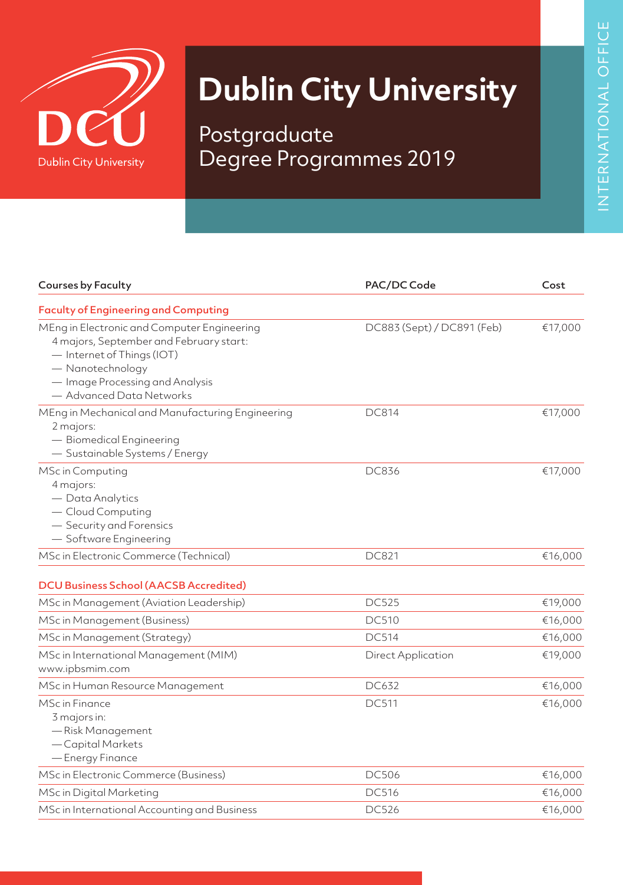# Dublin City University

## Postgraduate Degree Programmes 2019

INTERNATIONAL OFFICE

| Courses by Faculty | PAC/DC Code | Cost |
|---|---|---|
| **Faculty of Engineering and Computing** | | |
| MEng in Electronic and Computer Engineering<br>4 majors, September and February start:<br>— Internet of Things (IOT)<br>— Nanotechnology<br>— Image Processing and Analysis<br>— Advanced Data Networks | DC883 (Sept) / DC891 (Feb) | €17,000 |
| MEng in Mechanical and Manufacturing Engineering<br>2 majors:<br>— Biomedical Engineering<br>— Sustainable Systems / Energy | DC814 | €17,000 |
| MSc in Computing<br>4 majors:<br>— Data Analytics<br>— Cloud Computing<br>— Security and Forensics<br>— Software Engineering | DC836 | €17,000 |
| MSc in Electronic Commerce (Technical) | DC821 | €16,000 |
| **DCU Business School (AACSB Accredited)** | | |
| MSc in Management (Aviation Leadership) | DC525 | €19,000 |
| MSc in Management (Business) | DC510 | €16,000 |
| MSc in Management (Strategy) | DC514 | €16,000 |
| MSc in International Management (MIM)<br>www.ipbsmim.com | Direct Application | €19,000 |
| MSc in Human Resource Management | DC632 | €16,000 |
| MSc in Finance<br>3 majors in:<br>— Risk Management<br>— Capital Markets<br>— Energy Finance | DC511 | €16,000 |
| MSc in Electronic Commerce (Business) | DC506 | €16,000 |
| MSc in Digital Marketing | DC516 | €16,000 |
| MSc in International Accounting and Business | DC526 | €16,000 |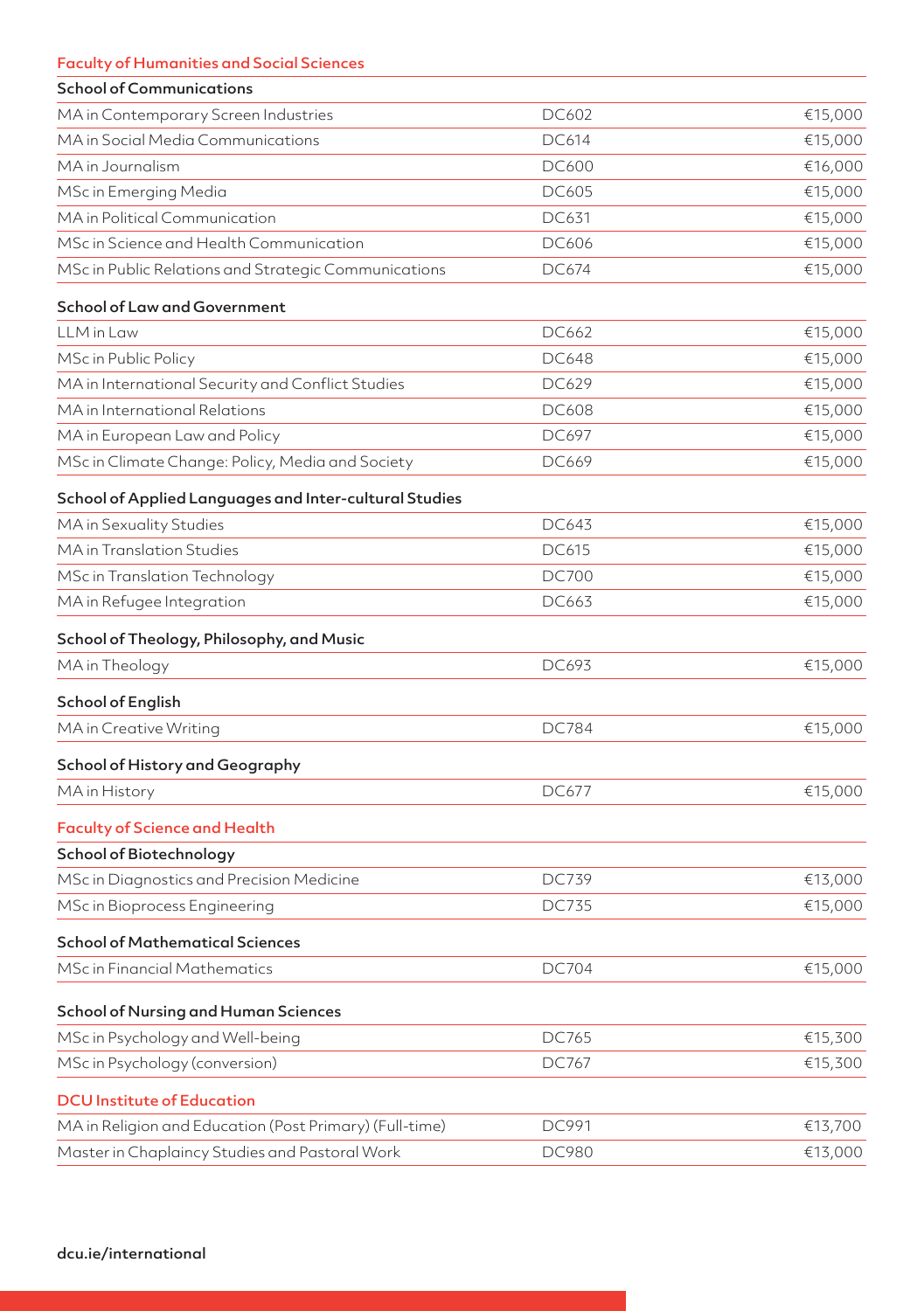## Faculty of Humanities and Social Sciences

### School of Communications

| | | |
|---|---|---|
| MA in Contemporary Screen Industries | DC602 | €15,000 |
| MA in Social Media Communications | DC614 | €15,000 |
| MA in Journalism | DC600 | €16,000 |
| MSc in Emerging Media | DC605 | €15,000 |
| MA in Political Communication | DC631 | €15,000 |
| MSc in Science and Health Communication | DC606 | €15,000 |
| MSc in Public Relations and Strategic Communications | DC674 | €15,000 |

### School of Law and Government

| | | |
|---|---|---|
| LLM in Law | DC662 | €15,000 |
| MSc in Public Policy | DC648 | €15,000 |
| MA in International Security and Conflict Studies | DC629 | €15,000 |
| MA in International Relations | DC608 | €15,000 |
| MA in European Law and Policy | DC697 | €15,000 |
| MSc in Climate Change: Policy, Media and Society | DC669 | €15,000 |

### School of Applied Languages and Inter-cultural Studies

| | | |
|---|---|---|
| MA in Sexuality Studies | DC643 | €15,000 |
| MA in Translation Studies | DC615 | €15,000 |
| MSc in Translation Technology | DC700 | €15,000 |
| MA in Refugee Integration | DC663 | €15,000 |

### School of Theology, Philosophy, and Music

| | | |
|---|---|---|
| MA in Theology | DC693 | €15,000 |

### School of English

| | | |
|---|---|---|
| MA in Creative Writing | DC784 | €15,000 |

### School of History and Geography

| | | |
|---|---|---|
| MA in History | DC677 | €15,000 |

## Faculty of Science and Health

### School of Biotechnology

| | | |
|---|---|---|
| MSc in Diagnostics and Precision Medicine | DC739 | €13,000 |
| MSc in Bioprocess Engineering | DC735 | €15,000 |

### School of Mathematical Sciences

| | | |
|---|---|---|
| MSc in Financial Mathematics | DC704 | €15,000 |

### School of Nursing and Human Sciences

| | | |
|---|---|---|
| MSc in Psychology and Well-being | DC765 | €15,300 |
| MSc in Psychology (conversion) | DC767 | €15,300 |

## DCU Institute of Education

| | | |
|---|---|---|
| MA in Religion and Education (Post Primary) (Full-time) | DC991 | €13,700 |
| Master in Chaplaincy Studies and Pastoral Work | DC980 | €13,000 |

**dcu.ie/international**